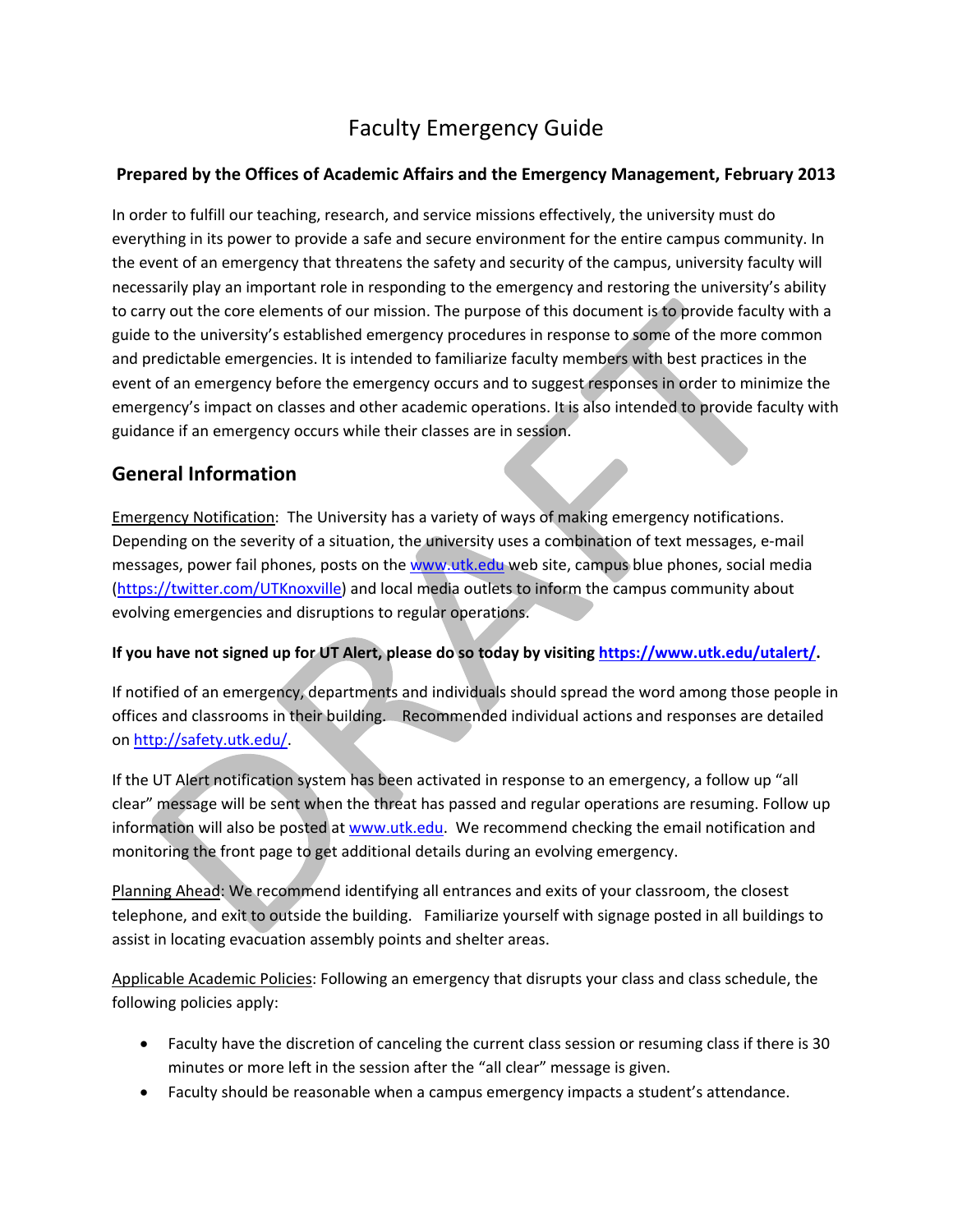# Faculty Emergency Guide

**Prepared by the Offices of Academic Affairs and the Emergency Management, February 2013**

In order to fulfill our teaching, research, and service missions effectively, the university must do everything in its power to provide a safe and secure environment for the entire campus community. In the event of an emergency that threatens the safety and security of the campus, university faculty will necessarily play an important role in responding to the emergency and restoring the university's ability to carry out the core elements of our mission. The purpose of this document is to provide faculty with a guide to the university's established emergency procedures in response to some of the more common and predictable emergencies. It is intended to familiarize faculty members with best practices in the event of an emergency before the emergency occurs and to suggest responses in order to minimize the emergency's impact on classes and other academic operations. It is also intended to provide faculty with guidance if an emergency occurs while their classes are in session.

## General Information

Emergency Notification: The University has a variety of ways of making emergency notifications. Depending on the severity of a situation, the university uses a combination of text messages, e-mail messages, power fail phones, posts on the www.utk.edu web site, campus blue phones, social media (https://twitter.com/UTKnoxville) and local media outlets to inform the campus community about evolving emergencies and disruptions to regular operations.

**If you have not signed up for UT Alert, please do so today by visiting https://www.utk.edu/utalert/.**

If notified of an emergency, departments and individuals should spread the word among those people in offices and classrooms in their building. Recommended individual actions and responses are detailed on http://safety.utk.edu/.

If the UT Alert notification system has been activated in response to an emergency, a follow up "all clear" message will be sent when the threat has passed and regular operations are resuming. Follow up information will also be posted at www.utk.edu. We recommend checking the email notification and monitoring the front page to get additional details during an evolving emergency.

Planning Ahead: We recommend identifying all entrances and exits of your classroom, the closest telephone, and exit to outside the building. Familiarize yourself with signage posted in all buildings to assist in locating evacuation assembly points and shelter areas.

Applicable Academic Policies: Following an emergency that disrupts your class and class schedule, the following policies apply:

- Faculty have the discretion of canceling the current class session or resuming class if there is 30 minutes or more left in the session after the "all clear" message is given.
- Faculty should be reasonable when a campus emergency impacts a student's attendance.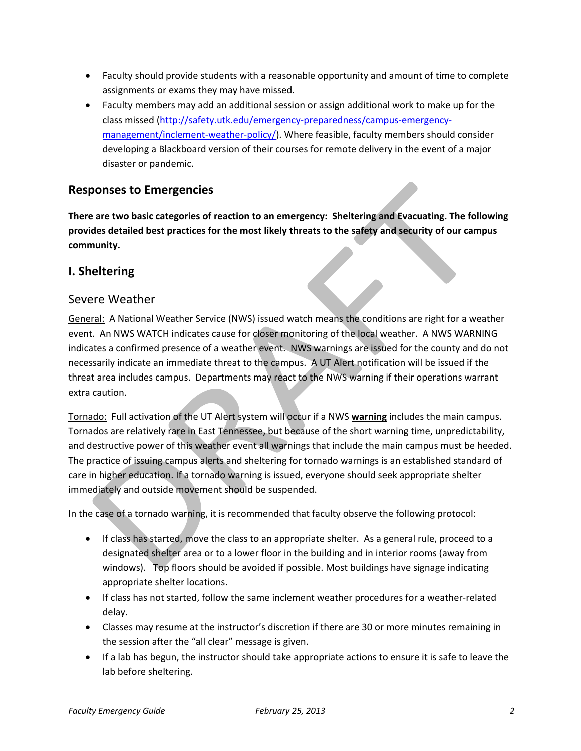- Faculty should provide students with a reasonable opportunity and amount of time to complete assignments or exams they may have missed.
- Faculty members may add an additional session or assign additional work to make up for the class missed (http://safety.utk.edu/emergency-preparedness/campus-emergency-management/inclement-weather-policy/). Where feasible, faculty members should consider developing a Blackboard version of their courses for remote delivery in the event of a major disaster or pandemic.

## Responses to Emergencies

**There are two basic categories of reaction to an emergency: Sheltering and Evacuating. The following provides detailed best practices for the most likely threats to the safety and security of our campus community.**

## I. Sheltering

### Severe Weather

General: A National Weather Service (NWS) issued watch means the conditions are right for a weather event. An NWS WATCH indicates cause for closer monitoring of the local weather. A NWS WARNING indicates a confirmed presence of a weather event. NWS warnings are issued for the county and do not necessarily indicate an immediate threat to the campus. A UT Alert notification will be issued if the threat area includes campus. Departments may react to the NWS warning if their operations warrant extra caution.

Tornado: Full activation of the UT Alert system will occur if a NWS **warning** includes the main campus. Tornados are relatively rare in East Tennessee, but because of the short warning time, unpredictability, and destructive power of this weather event all warnings that include the main campus must be heeded. The practice of issuing campus alerts and sheltering for tornado warnings is an established standard of care in higher education. If a tornado warning is issued, everyone should seek appropriate shelter immediately and outside movement should be suspended.

In the case of a tornado warning, it is recommended that faculty observe the following protocol:

- If class has started, move the class to an appropriate shelter. As a general rule, proceed to a designated shelter area or to a lower floor in the building and in interior rooms (away from windows). Top floors should be avoided if possible. Most buildings have signage indicating appropriate shelter locations.
- If class has not started, follow the same inclement weather procedures for a weather-related delay.
- Classes may resume at the instructor's discretion if there are 30 or more minutes remaining in the session after the "all clear" message is given.
- If a lab has begun, the instructor should take appropriate actions to ensure it is safe to leave the lab before sheltering.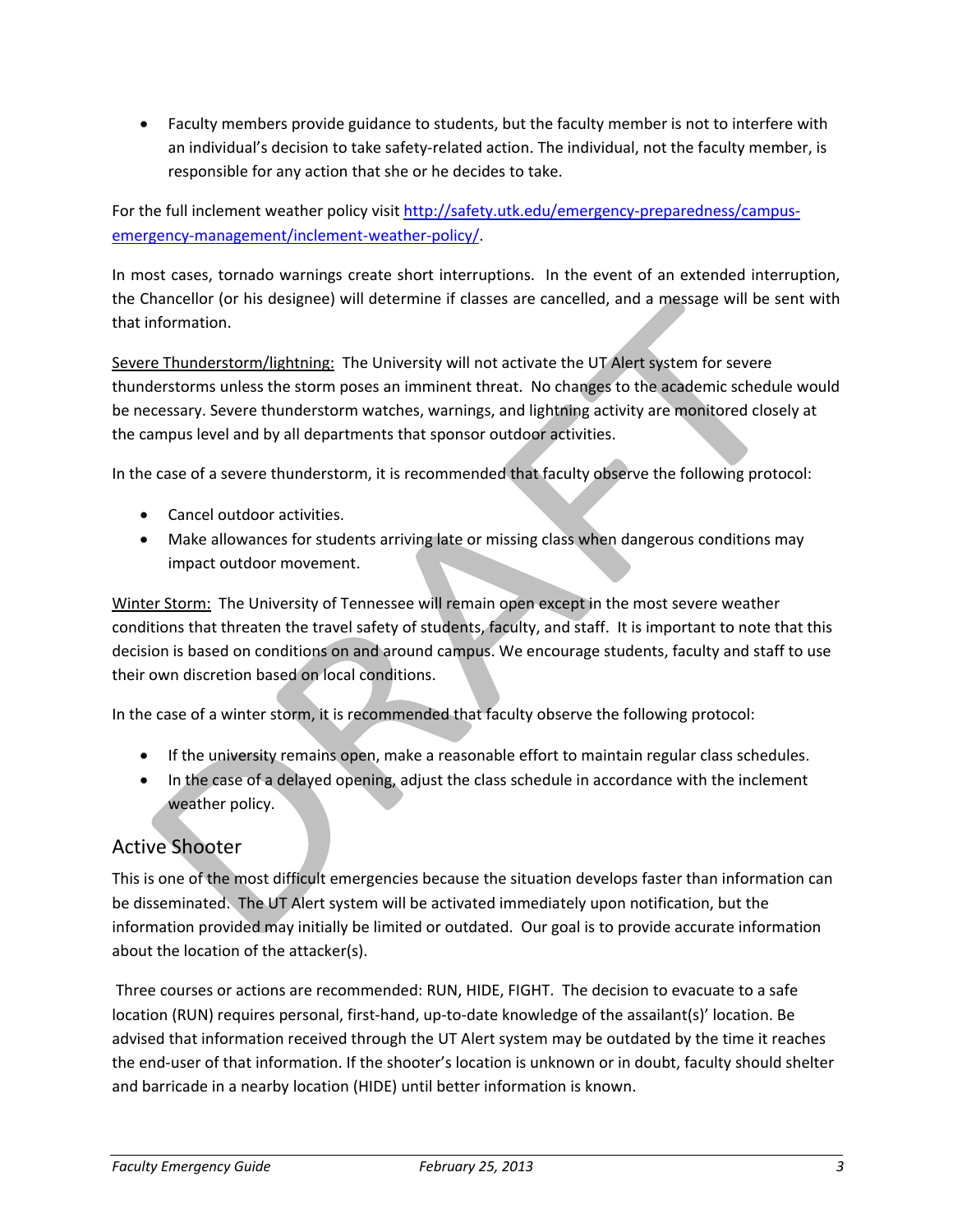- Faculty members provide guidance to students, but the faculty member is not to interfere with an individual's decision to take safety-related action. The individual, not the faculty member, is responsible for any action that she or he decides to take.

For the full inclement weather policy visit [http://safety.utk.edu/emergency-preparedness/campus-emergency-management/inclement-weather-policy/](http://safety.utk.edu/emergency-preparedness/campus-emergency-management/inclement-weather-policy/).

In most cases, tornado warnings create short interruptions. In the event of an extended interruption, the Chancellor (or his designee) will determine if classes are cancelled, and a message will be sent with that information.

<u>Severe Thunderstorm/lightning:</u> The University will not activate the UT Alert system for severe thunderstorms unless the storm poses an imminent threat. No changes to the academic schedule would be necessary. Severe thunderstorm watches, warnings, and lightning activity are monitored closely at the campus level and by all departments that sponsor outdoor activities.

In the case of a severe thunderstorm, it is recommended that faculty observe the following protocol:

- Cancel outdoor activities.
- Make allowances for students arriving late or missing class when dangerous conditions may impact outdoor movement.

<u>Winter Storm:</u> The University of Tennessee will remain open except in the most severe weather conditions that threaten the travel safety of students, faculty, and staff. It is important to note that this decision is based on conditions on and around campus. We encourage students, faculty and staff to use their own discretion based on local conditions.

In the case of a winter storm, it is recommended that faculty observe the following protocol:

- If the university remains open, make a reasonable effort to maintain regular class schedules.
- In the case of a delayed opening, adjust the class schedule in accordance with the inclement weather policy.

## Active Shooter

This is one of the most difficult emergencies because the situation develops faster than information can be disseminated. The UT Alert system will be activated immediately upon notification, but the information provided may initially be limited or outdated. Our goal is to provide accurate information about the location of the attacker(s).

Three courses or actions are recommended: RUN, HIDE, FIGHT. The decision to evacuate to a safe location (RUN) requires personal, first-hand, up-to-date knowledge of the assailant(s)' location. Be advised that information received through the UT Alert system may be outdated by the time it reaches the end-user of that information. If the shooter's location is unknown or in doubt, faculty should shelter and barricade in a nearby location (HIDE) until better information is known.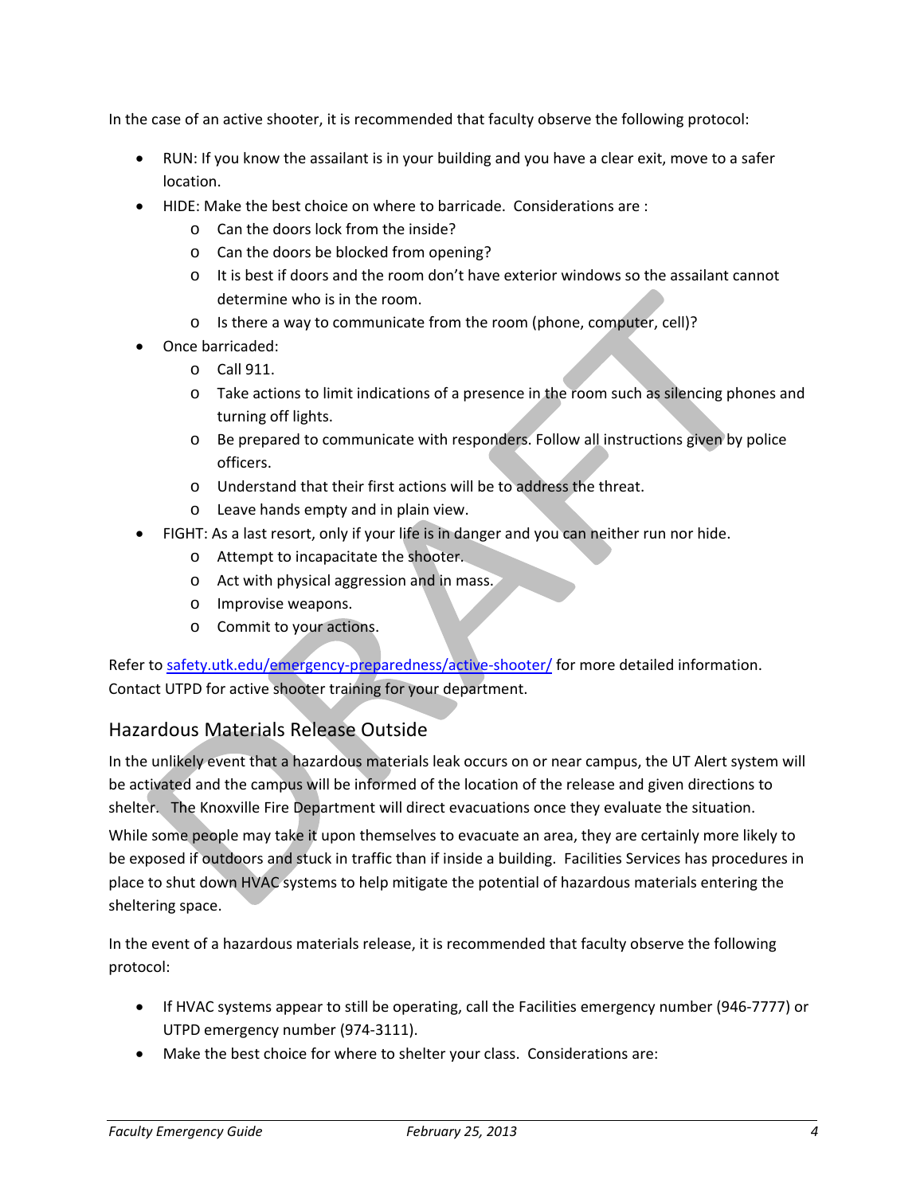In the case of an active shooter, it is recommended that faculty observe the following protocol:

- RUN: If you know the assailant is in your building and you have a clear exit, move to a safer location.
- HIDE: Make the best choice on where to barricade. Considerations are :
  - Can the doors lock from the inside?
  - Can the doors be blocked from opening?
  - It is best if doors and the room don't have exterior windows so the assailant cannot determine who is in the room.
  - Is there a way to communicate from the room (phone, computer, cell)?
- Once barricaded:
  - Call 911.
  - Take actions to limit indications of a presence in the room such as silencing phones and turning off lights.
  - Be prepared to communicate with responders. Follow all instructions given by police officers.
  - Understand that their first actions will be to address the threat.
  - Leave hands empty and in plain view.
- FIGHT: As a last resort, only if your life is in danger and you can neither run nor hide.
  - Attempt to incapacitate the shooter.
  - Act with physical aggression and in mass.
  - Improvise weapons.
  - Commit to your actions.

Refer to [safety.utk.edu/emergency-preparedness/active-shooter/](safety.utk.edu/emergency-preparedness/active-shooter/) for more detailed information. Contact UTPD for active shooter training for your department.

## Hazardous Materials Release Outside

In the unlikely event that a hazardous materials leak occurs on or near campus, the UT Alert system will be activated and the campus will be informed of the location of the release and given directions to shelter. The Knoxville Fire Department will direct evacuations once they evaluate the situation.

While some people may take it upon themselves to evacuate an area, they are certainly more likely to be exposed if outdoors and stuck in traffic than if inside a building. Facilities Services has procedures in place to shut down HVAC systems to help mitigate the potential of hazardous materials entering the sheltering space.

In the event of a hazardous materials release, it is recommended that faculty observe the following protocol:

- If HVAC systems appear to still be operating, call the Facilities emergency number (946-7777) or UTPD emergency number (974-3111).
- Make the best choice for where to shelter your class. Considerations are: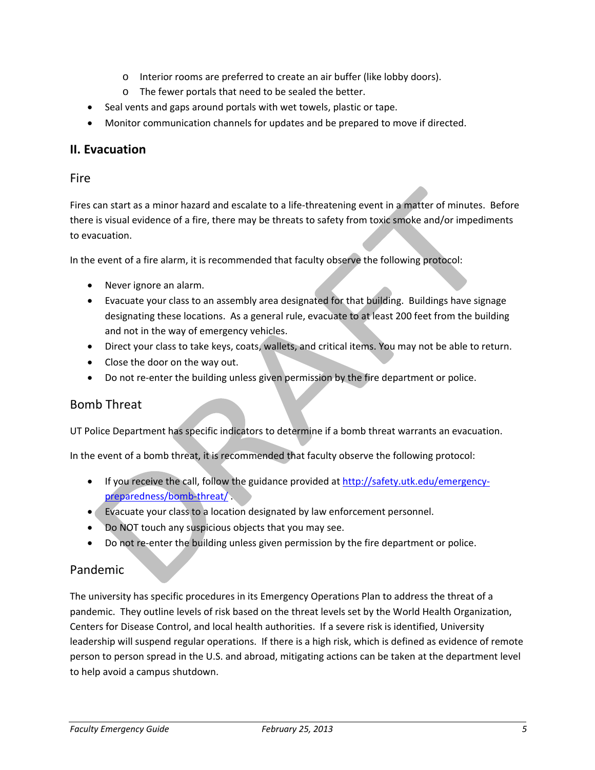- Interior rooms are preferred to create an air buffer (like lobby doors).
  - The fewer portals that need to be sealed the better.
- Seal vents and gaps around portals with wet towels, plastic or tape.
- Monitor communication channels for updates and be prepared to move if directed.

## II. Evacuation

### Fire

Fires can start as a minor hazard and escalate to a life-threatening event in a matter of minutes. Before there is visual evidence of a fire, there may be threats to safety from toxic smoke and/or impediments to evacuation.

In the event of a fire alarm, it is recommended that faculty observe the following protocol:

- Never ignore an alarm.
- Evacuate your class to an assembly area designated for that building. Buildings have signage designating these locations. As a general rule, evacuate to at least 200 feet from the building and not in the way of emergency vehicles.
- Direct your class to take keys, coats, wallets, and critical items. You may not be able to return.
- Close the door on the way out.
- Do not re-enter the building unless given permission by the fire department or police.

### Bomb Threat

UT Police Department has specific indicators to determine if a bomb threat warrants an evacuation.

In the event of a bomb threat, it is recommended that faculty observe the following protocol:

- If you receive the call, follow the guidance provided at [http://safety.utk.edu/emergency-preparedness/bomb-threat/](http://safety.utk.edu/emergency-preparedness/bomb-threat/) .
- Evacuate your class to a location designated by law enforcement personnel.
- Do NOT touch any suspicious objects that you may see.
- Do not re-enter the building unless given permission by the fire department or police.

### Pandemic

The university has specific procedures in its Emergency Operations Plan to address the threat of a pandemic. They outline levels of risk based on the threat levels set by the World Health Organization, Centers for Disease Control, and local health authorities. If a severe risk is identified, University leadership will suspend regular operations. If there is a high risk, which is defined as evidence of remote person to person spread in the U.S. and abroad, mitigating actions can be taken at the department level to help avoid a campus shutdown.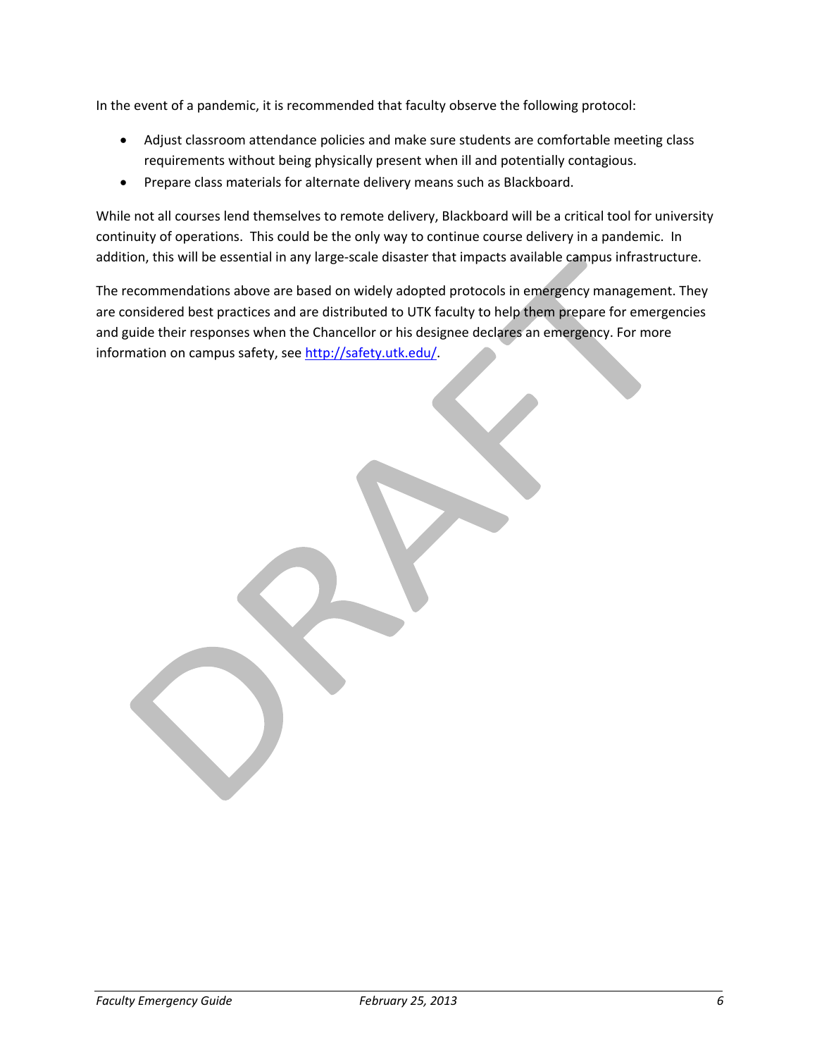In the event of a pandemic, it is recommended that faculty observe the following protocol:

- Adjust classroom attendance policies and make sure students are comfortable meeting class requirements without being physically present when ill and potentially contagious.
- Prepare class materials for alternate delivery means such as Blackboard.

While not all courses lend themselves to remote delivery, Blackboard will be a critical tool for university continuity of operations. This could be the only way to continue course delivery in a pandemic. In addition, this will be essential in any large-scale disaster that impacts available campus infrastructure.

The recommendations above are based on widely adopted protocols in emergency management. They are considered best practices and are distributed to UTK faculty to help them prepare for emergencies and guide their responses when the Chancellor or his designee declares an emergency. For more information on campus safety, see [http://safety.utk.edu/](http://safety.utk.edu/).